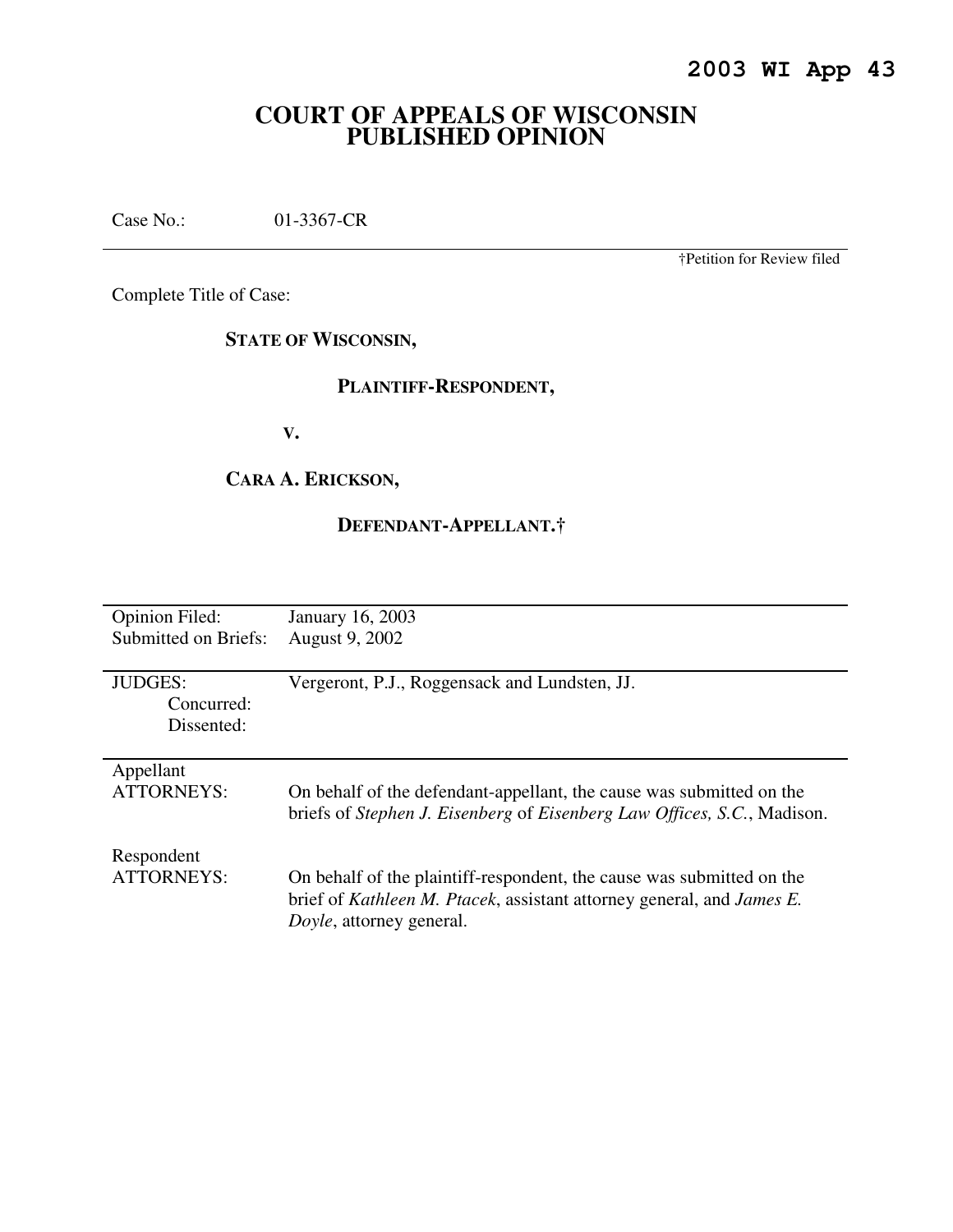**2003 WI App 43**

# COURT OF APPEALS OF WISCONSIN PUBLISHED OPINION

Case No.: 01-3367-CR

†Petition for Review filed

Complete Title of Case:

**STATE OF WISCONSIN,**

**PLAINTIFF-RESPONDENT,**

**V.**

**CARA A. ERICKSON,**

**DEFENDANT-APPELLANT.†**

| | |
|---|---|
| Opinion Filed: | January 16, 2003 |
| Submitted on Briefs: | August 9, 2002 |
| JUDGES: | Vergeront, P.J., Roggensack and Lundsten, JJ. |
| Concurred: | |
| Dissented: | |
| Appellant ATTORNEYS: | On behalf of the defendant-appellant, the cause was submitted on the briefs of *Stephen J. Eisenberg* of *Eisenberg Law Offices, S.C.*, Madison. |
| Respondent ATTORNEYS: | On behalf of the plaintiff-respondent, the cause was submitted on the brief of *Kathleen M. Ptacek*, assistant attorney general, and *James E. Doyle*, attorney general. |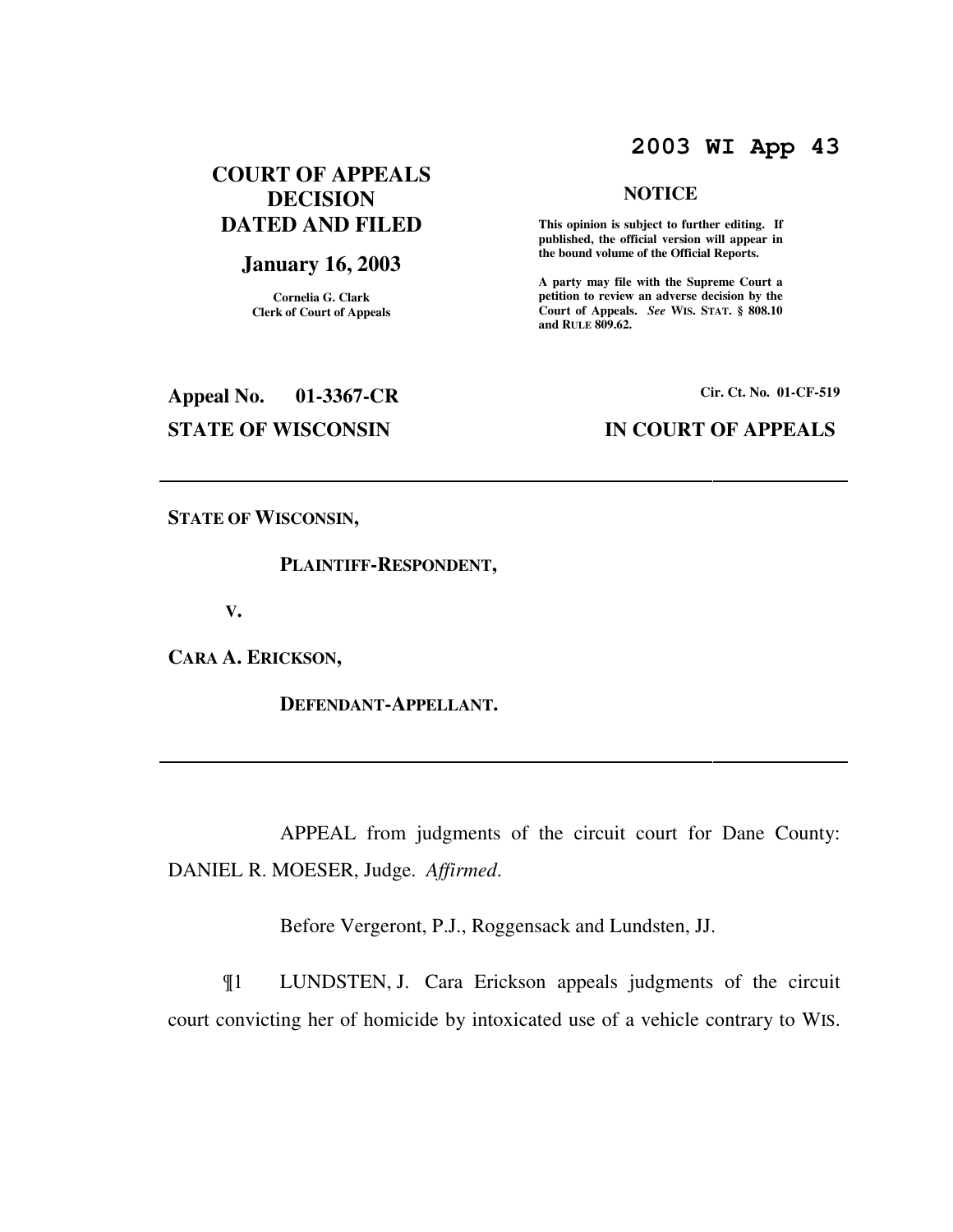**2003 WI App 43**

# COURT OF APPEALS DECISION DATED AND FILED

## January 16, 2003

Cornelia G. Clark
Clerk of Court of Appeals

**NOTICE**

**This opinion is subject to further editing. If published, the official version will appear in the bound volume of the Official Reports.**

**A party may file with the Supreme Court a petition to review an adverse decision by the Court of Appeals.** ***See*** **WIS. STAT. § 808.10 and RULE 809.62.**

**Appeal No. 01-3367-CR**

**Cir. Ct. No. 01-CF-519**

**STATE OF WISCONSIN**

**IN COURT OF APPEALS**

---

**STATE OF WISCONSIN,**

**PLAINTIFF-RESPONDENT,**

**V.**

**CARA A. ERICKSON,**

**DEFENDANT-APPELLANT.**

---

APPEAL from judgments of the circuit court for Dane County: DANIEL R. MOESER, Judge. *Affirmed*.

Before Vergeront, P.J., Roggensack and Lundsten, JJ.

¶1 LUNDSTEN, J. Cara Erickson appeals judgments of the circuit court convicting her of homicide by intoxicated use of a vehicle contrary to WIS.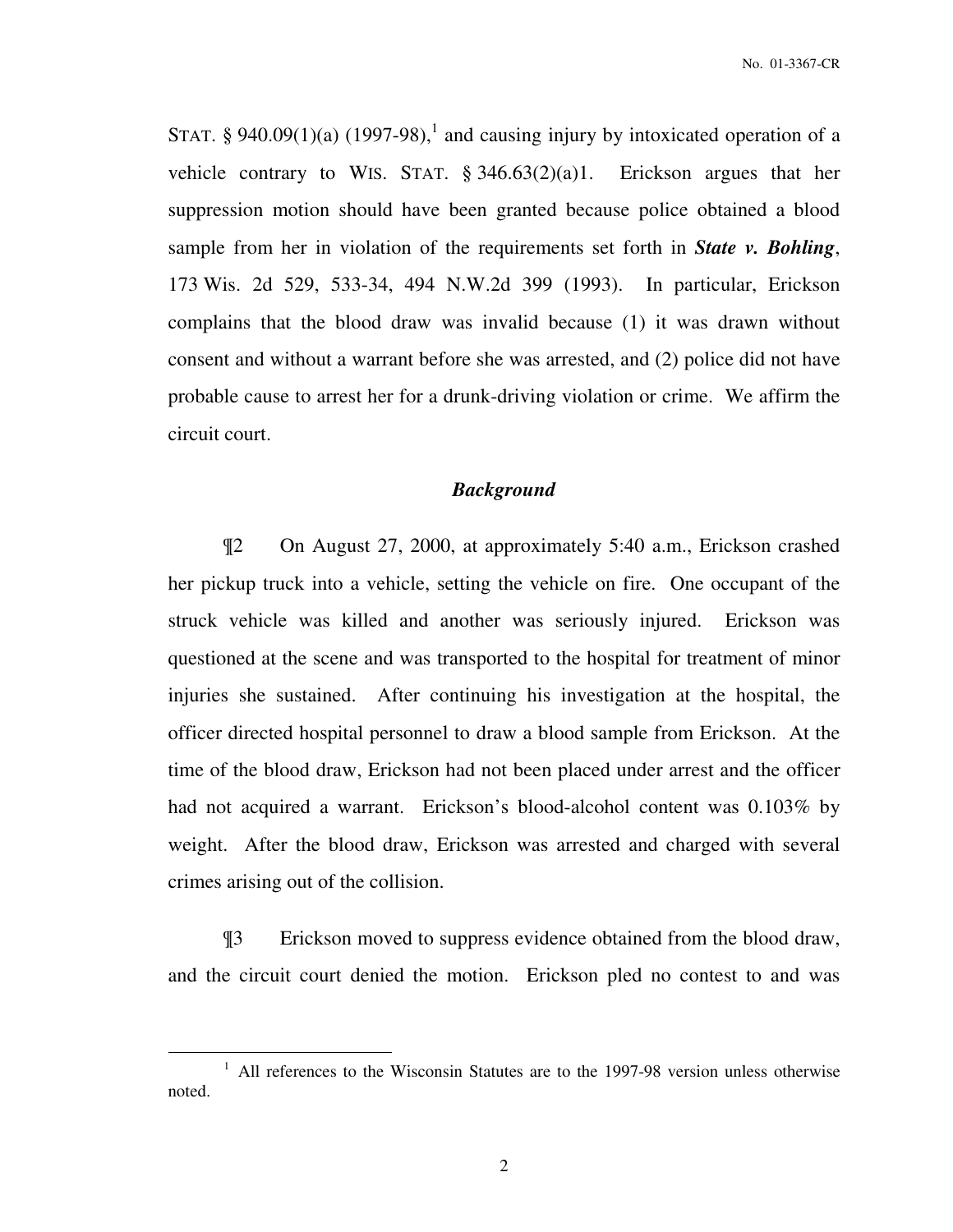STAT. § 940.09(1)(a) (1997-98),[1] and causing injury by intoxicated operation of a vehicle contrary to WIS. STAT. § 346.63(2)(a)1. Erickson argues that her suppression motion should have been granted because police obtained a blood sample from her in violation of the requirements set forth in ***State v. Bohling***, 173 Wis. 2d 529, 533-34, 494 N.W.2d 399 (1993). In particular, Erickson complains that the blood draw was invalid because (1) it was drawn without consent and without a warrant before she was arrested, and (2) police did not have probable cause to arrest her for a drunk-driving violation or crime. We affirm the circuit court.

## *Background*

¶2 On August 27, 2000, at approximately 5:40 a.m., Erickson crashed her pickup truck into a vehicle, setting the vehicle on fire. One occupant of the struck vehicle was killed and another was seriously injured. Erickson was questioned at the scene and was transported to the hospital for treatment of minor injuries she sustained. After continuing his investigation at the hospital, the officer directed hospital personnel to draw a blood sample from Erickson. At the time of the blood draw, Erickson had not been placed under arrest and the officer had not acquired a warrant. Erickson's blood-alcohol content was 0.103% by weight. After the blood draw, Erickson was arrested and charged with several crimes arising out of the collision.

¶3 Erickson moved to suppress evidence obtained from the blood draw, and the circuit court denied the motion. Erickson pled no contest to and was

---

[1] All references to the Wisconsin Statutes are to the 1997-98 version unless otherwise noted.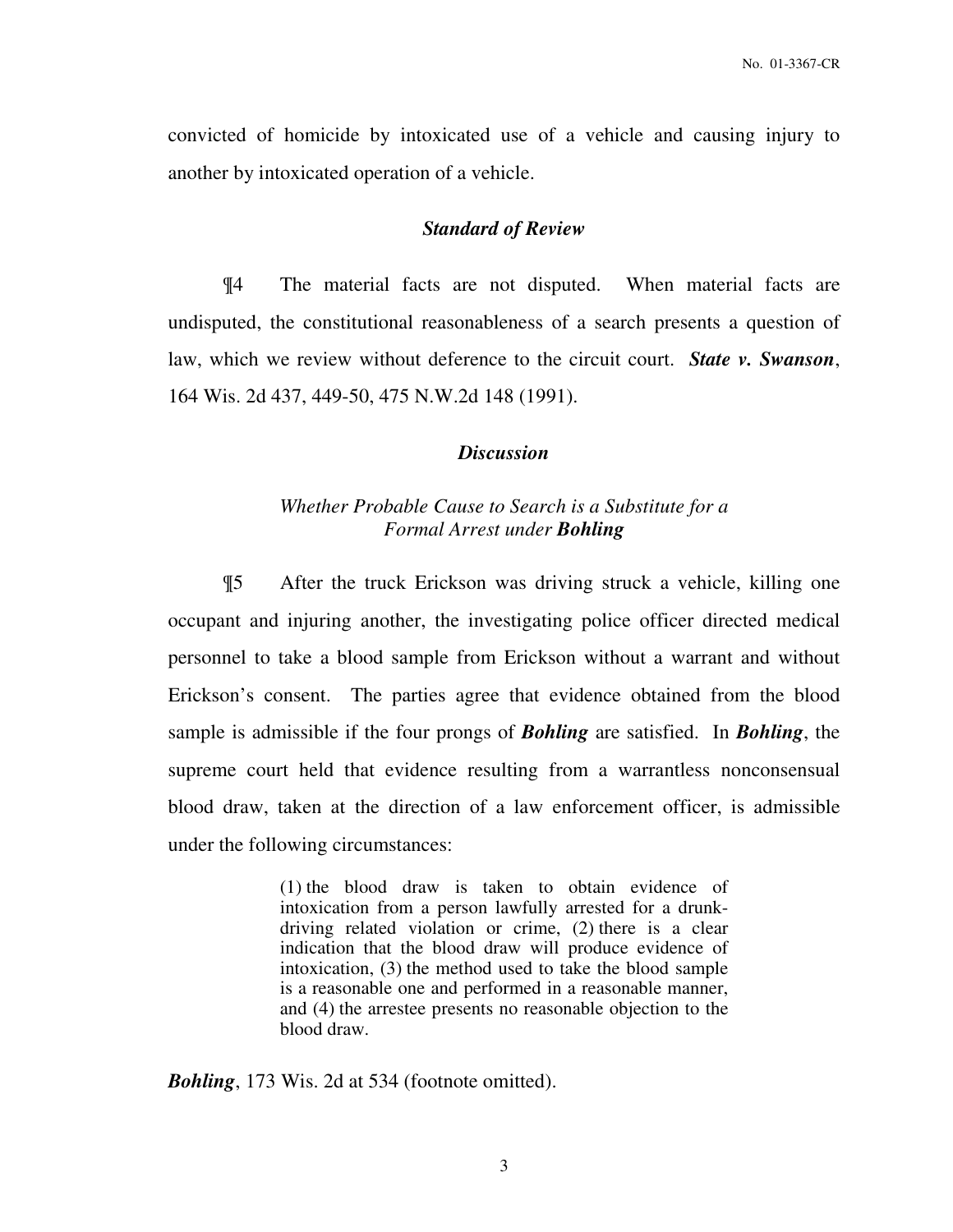convicted of homicide by intoxicated use of a vehicle and causing injury to another by intoxicated operation of a vehicle.

### *Standard of Review*

¶4 The material facts are not disputed. When material facts are undisputed, the constitutional reasonableness of a search presents a question of law, which we review without deference to the circuit court. ***State v. Swanson***, 164 Wis. 2d 437, 449-50, 475 N.W.2d 148 (1991).

### *Discussion*

#### *Whether Probable Cause to Search is a Substitute for a Formal Arrest under* ***Bohling***

¶5 After the truck Erickson was driving struck a vehicle, killing one occupant and injuring another, the investigating police officer directed medical personnel to take a blood sample from Erickson without a warrant and without Erickson's consent. The parties agree that evidence obtained from the blood sample is admissible if the four prongs of ***Bohling*** are satisfied. In ***Bohling***, the supreme court held that evidence resulting from a warrantless nonconsensual blood draw, taken at the direction of a law enforcement officer, is admissible under the following circumstances:

> (1) the blood draw is taken to obtain evidence of intoxication from a person lawfully arrested for a drunk-driving related violation or crime, (2) there is a clear indication that the blood draw will produce evidence of intoxication, (3) the method used to take the blood sample is a reasonable one and performed in a reasonable manner, and (4) the arrestee presents no reasonable objection to the blood draw.

***Bohling***, 173 Wis. 2d at 534 (footnote omitted).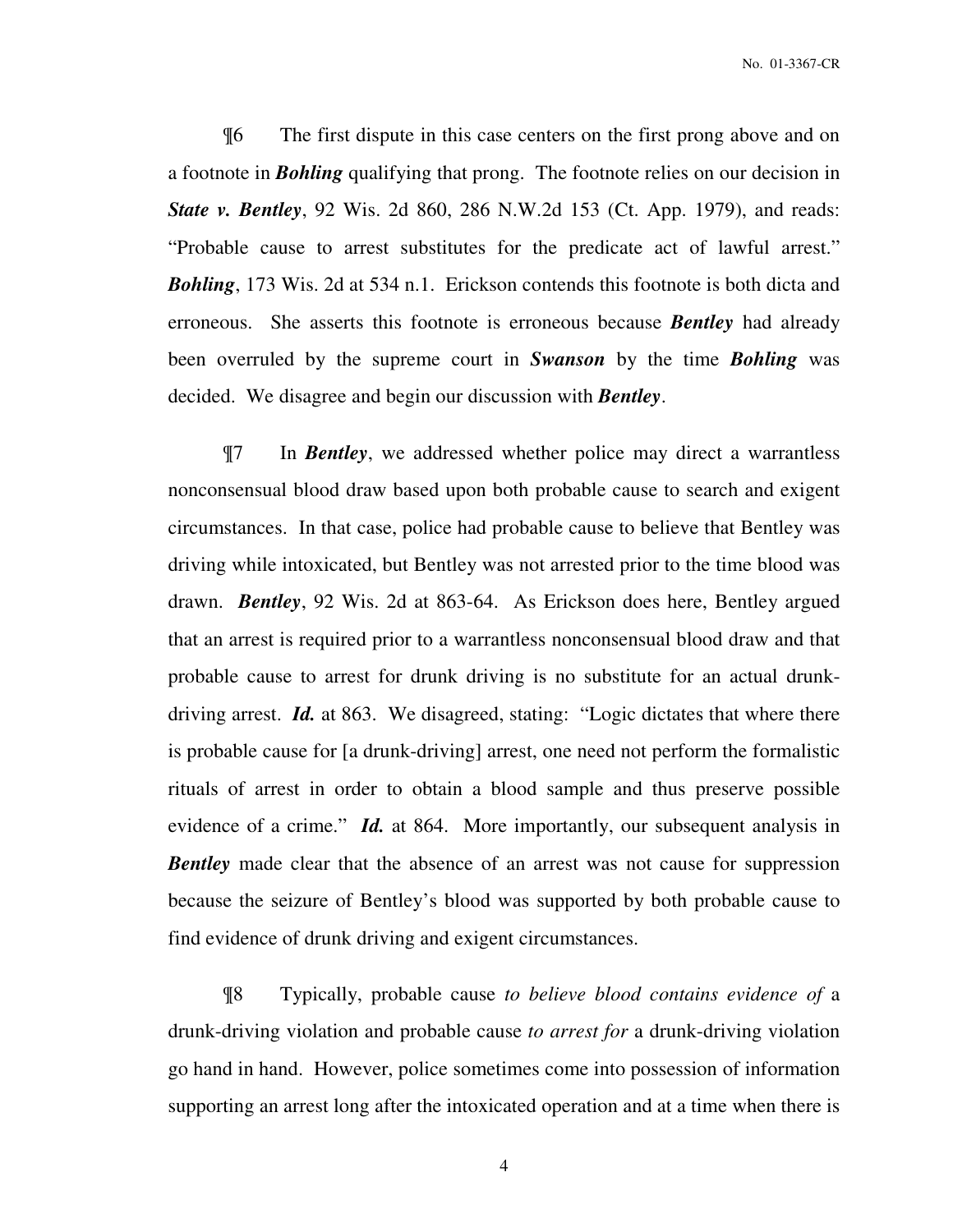¶6 The first dispute in this case centers on the first prong above and on a footnote in ***Bohling*** qualifying that prong. The footnote relies on our decision in ***State v. Bentley***, 92 Wis. 2d 860, 286 N.W.2d 153 (Ct. App. 1979), and reads: "Probable cause to arrest substitutes for the predicate act of lawful arrest." ***Bohling***, 173 Wis. 2d at 534 n.1. Erickson contends this footnote is both dicta and erroneous. She asserts this footnote is erroneous because ***Bentley*** had already been overruled by the supreme court in ***Swanson*** by the time ***Bohling*** was decided. We disagree and begin our discussion with ***Bentley***.

¶7 In ***Bentley***, we addressed whether police may direct a warrantless nonconsensual blood draw based upon both probable cause to search and exigent circumstances. In that case, police had probable cause to believe that Bentley was driving while intoxicated, but Bentley was not arrested prior to the time blood was drawn. ***Bentley***, 92 Wis. 2d at 863-64. As Erickson does here, Bentley argued that an arrest is required prior to a warrantless nonconsensual blood draw and that probable cause to arrest for drunk driving is no substitute for an actual drunk-driving arrest. ***Id.*** at 863. We disagreed, stating: "Logic dictates that where there is probable cause for [a drunk-driving] arrest, one need not perform the formalistic rituals of arrest in order to obtain a blood sample and thus preserve possible evidence of a crime." ***Id.*** at 864. More importantly, our subsequent analysis in ***Bentley*** made clear that the absence of an arrest was not cause for suppression because the seizure of Bentley's blood was supported by both probable cause to find evidence of drunk driving and exigent circumstances.

¶8 Typically, probable cause *to believe blood contains evidence of* a drunk-driving violation and probable cause *to arrest for* a drunk-driving violation go hand in hand. However, police sometimes come into possession of information supporting an arrest long after the intoxicated operation and at a time when there is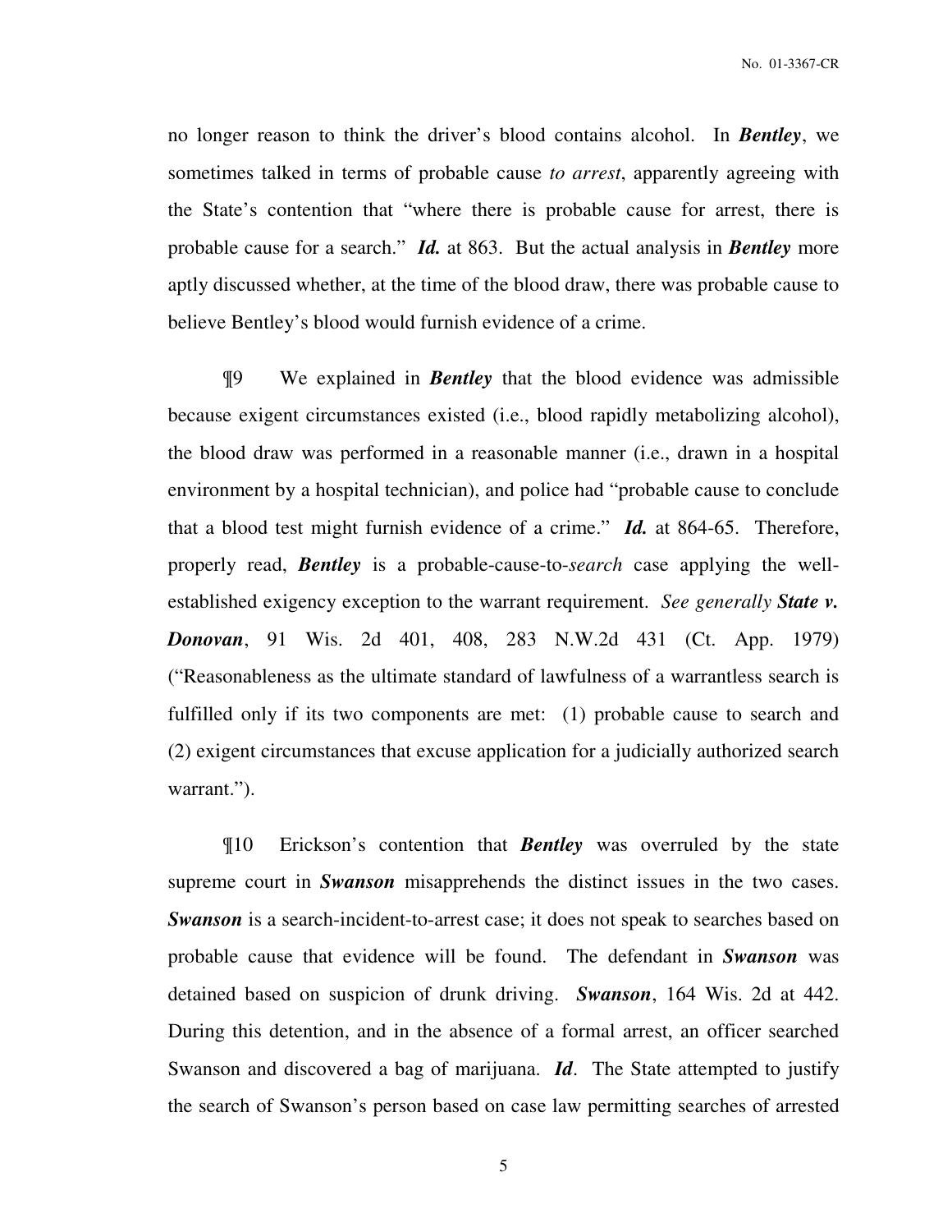no longer reason to think the driver's blood contains alcohol. In ***Bentley***, we sometimes talked in terms of probable cause *to arrest*, apparently agreeing with the State's contention that "where there is probable cause for arrest, there is probable cause for a search." ***Id.*** at 863. But the actual analysis in ***Bentley*** more aptly discussed whether, at the time of the blood draw, there was probable cause to believe Bentley's blood would furnish evidence of a crime.

¶9 We explained in ***Bentley*** that the blood evidence was admissible because exigent circumstances existed (i.e., blood rapidly metabolizing alcohol), the blood draw was performed in a reasonable manner (i.e., drawn in a hospital environment by a hospital technician), and police had "probable cause to conclude that a blood test might furnish evidence of a crime." ***Id.*** at 864-65. Therefore, properly read, ***Bentley*** is a probable-cause-to-*search* case applying the well-established exigency exception to the warrant requirement. *See generally* ***State v. Donovan***, 91 Wis. 2d 401, 408, 283 N.W.2d 431 (Ct. App. 1979) ("Reasonableness as the ultimate standard of lawfulness of a warrantless search is fulfilled only if its two components are met: (1) probable cause to search and (2) exigent circumstances that excuse application for a judicially authorized search warrant.").

¶10 Erickson's contention that ***Bentley*** was overruled by the state supreme court in ***Swanson*** misapprehends the distinct issues in the two cases. ***Swanson*** is a search-incident-to-arrest case; it does not speak to searches based on probable cause that evidence will be found. The defendant in ***Swanson*** was detained based on suspicion of drunk driving. ***Swanson***, 164 Wis. 2d at 442. During this detention, and in the absence of a formal arrest, an officer searched Swanson and discovered a bag of marijuana. ***Id***. The State attempted to justify the search of Swanson's person based on case law permitting searches of arrested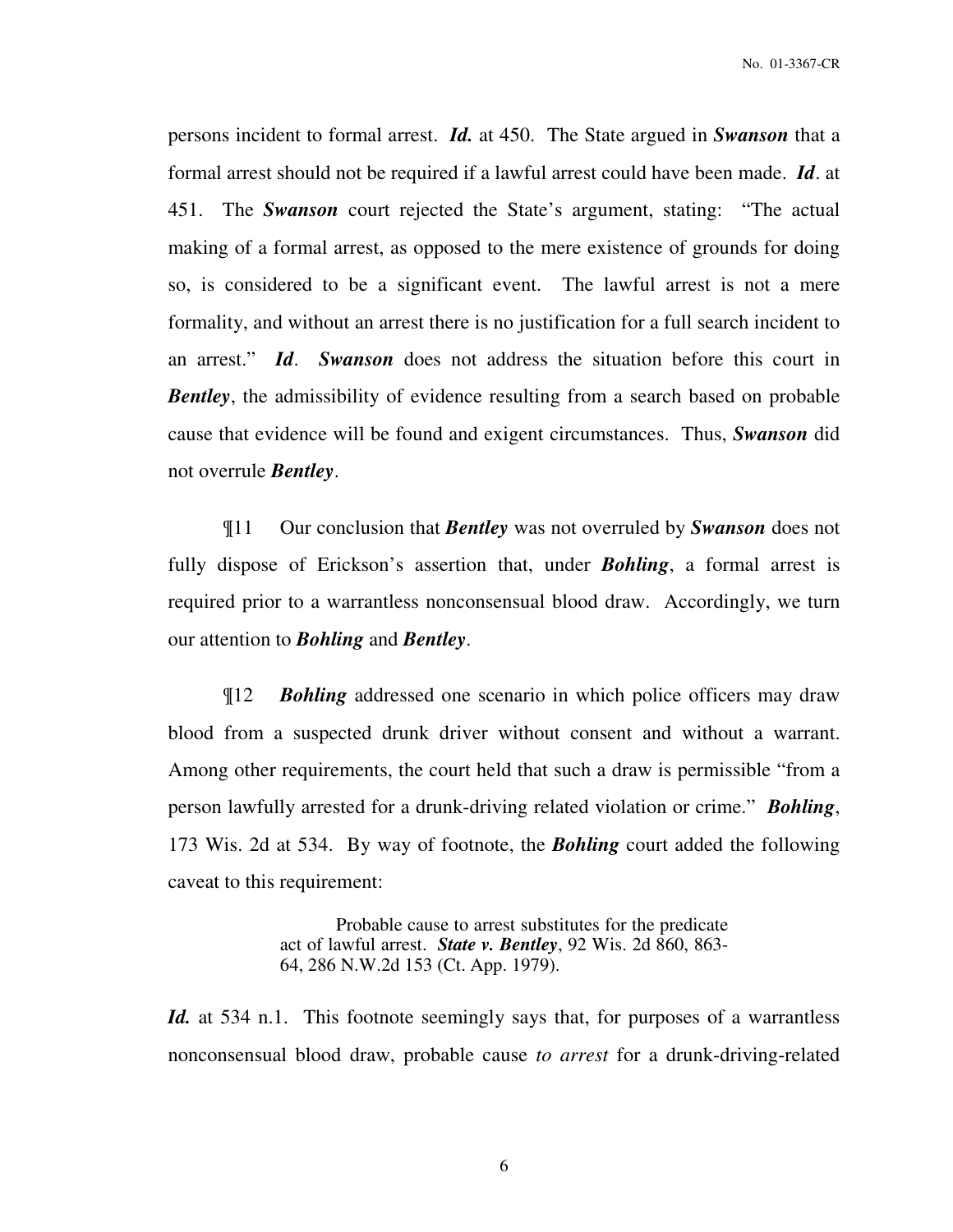persons incident to formal arrest. ***Id.*** at 450. The State argued in ***Swanson*** that a formal arrest should not be required if a lawful arrest could have been made. ***Id***. at 451. The ***Swanson*** court rejected the State's argument, stating: "The actual making of a formal arrest, as opposed to the mere existence of grounds for doing so, is considered to be a significant event. The lawful arrest is not a mere formality, and without an arrest there is no justification for a full search incident to an arrest." ***Id***. ***Swanson*** does not address the situation before this court in ***Bentley***, the admissibility of evidence resulting from a search based on probable cause that evidence will be found and exigent circumstances. Thus, ***Swanson*** did not overrule ***Bentley***.

¶11 Our conclusion that ***Bentley*** was not overruled by ***Swanson*** does not fully dispose of Erickson's assertion that, under ***Bohling***, a formal arrest is required prior to a warrantless nonconsensual blood draw. Accordingly, we turn our attention to ***Bohling*** and ***Bentley***.

¶12 ***Bohling*** addressed one scenario in which police officers may draw blood from a suspected drunk driver without consent and without a warrant. Among other requirements, the court held that such a draw is permissible "from a person lawfully arrested for a drunk-driving related violation or crime." ***Bohling***, 173 Wis. 2d at 534. By way of footnote, the ***Bohling*** court added the following caveat to this requirement:

> Probable cause to arrest substitutes for the predicate act of lawful arrest. ***State v. Bentley***, 92 Wis. 2d 860, 863-64, 286 N.W.2d 153 (Ct. App. 1979).

***Id.*** at 534 n.1. This footnote seemingly says that, for purposes of a warrantless nonconsensual blood draw, probable cause *to arrest* for a drunk-driving-related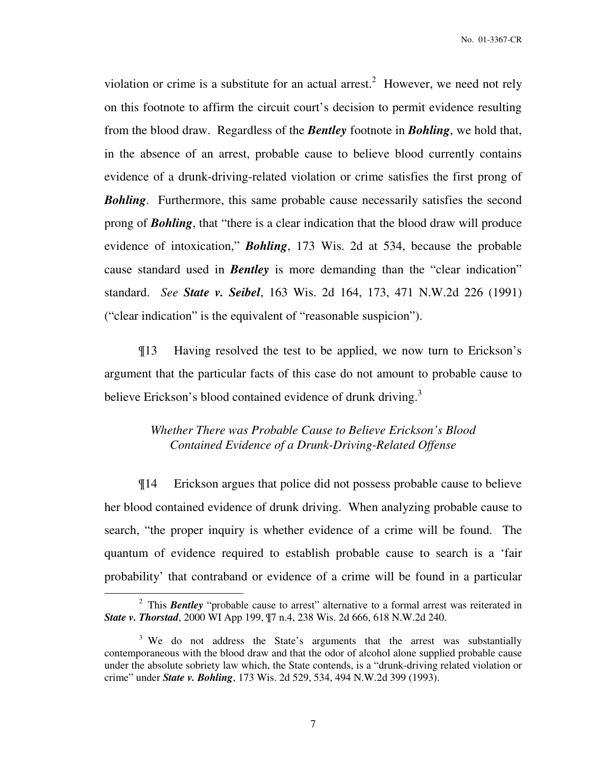violation or crime is a substitute for an actual arrest.[2] However, we need not rely on this footnote to affirm the circuit court's decision to permit evidence resulting from the blood draw. Regardless of the ***Bentley*** footnote in ***Bohling***, we hold that, in the absence of an arrest, probable cause to believe blood currently contains evidence of a drunk-driving-related violation or crime satisfies the first prong of ***Bohling***. Furthermore, this same probable cause necessarily satisfies the second prong of ***Bohling***, that "there is a clear indication that the blood draw will produce evidence of intoxication," ***Bohling***, 173 Wis. 2d at 534, because the probable cause standard used in ***Bentley*** is more demanding than the "clear indication" standard. *See* ***State v. Seibel***, 163 Wis. 2d 164, 173, 471 N.W.2d 226 (1991) ("clear indication" is the equivalent of "reasonable suspicion").

¶13 Having resolved the test to be applied, we now turn to Erickson's argument that the particular facts of this case do not amount to probable cause to believe Erickson's blood contained evidence of drunk driving.[3]

*Whether There was Probable Cause to Believe Erickson's Blood Contained Evidence of a Drunk-Driving-Related Offense*

¶14 Erickson argues that police did not possess probable cause to believe her blood contained evidence of drunk driving. When analyzing probable cause to search, "the proper inquiry is whether evidence of a crime will be found. The quantum of evidence required to establish probable cause to search is a 'fair probability' that contraband or evidence of a crime will be found in a particular

---

[2] This ***Bentley*** "probable cause to arrest" alternative to a formal arrest was reiterated in ***State v. Thorstad***, 2000 WI App 199, ¶7 n.4, 238 Wis. 2d 666, 618 N.W.2d 240.

[3] We do not address the State's arguments that the arrest was substantially contemporaneous with the blood draw and that the odor of alcohol alone supplied probable cause under the absolute sobriety law which, the State contends, is a "drunk-driving related violation or crime" under ***State v. Bohling***, 173 Wis. 2d 529, 534, 494 N.W.2d 399 (1993).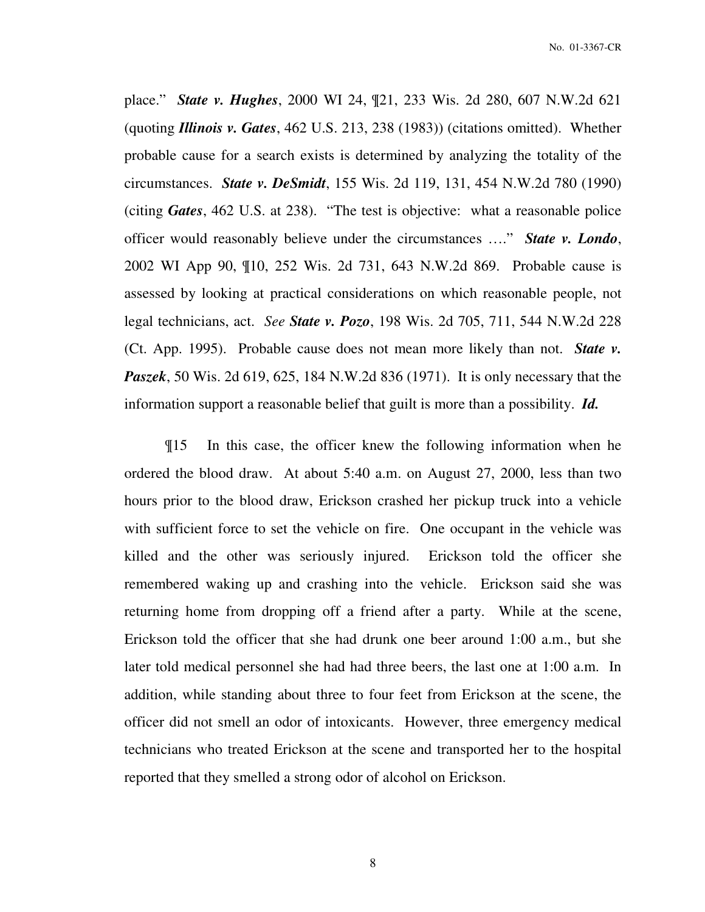place." ***State v. Hughes***, 2000 WI 24, ¶21, 233 Wis. 2d 280, 607 N.W.2d 621 (quoting ***Illinois v. Gates***, 462 U.S. 213, 238 (1983)) (citations omitted). Whether probable cause for a search exists is determined by analyzing the totality of the circumstances. ***State v. DeSmidt***, 155 Wis. 2d 119, 131, 454 N.W.2d 780 (1990) (citing ***Gates***, 462 U.S. at 238). "The test is objective: what a reasonable police officer would reasonably believe under the circumstances …." ***State v. Londo***, 2002 WI App 90, ¶10, 252 Wis. 2d 731, 643 N.W.2d 869. Probable cause is assessed by looking at practical considerations on which reasonable people, not legal technicians, act. *See* ***State v. Pozo***, 198 Wis. 2d 705, 711, 544 N.W.2d 228 (Ct. App. 1995). Probable cause does not mean more likely than not. ***State v. Paszek***, 50 Wis. 2d 619, 625, 184 N.W.2d 836 (1971). It is only necessary that the information support a reasonable belief that guilt is more than a possibility. ***Id.***

¶15 In this case, the officer knew the following information when he ordered the blood draw. At about 5:40 a.m. on August 27, 2000, less than two hours prior to the blood draw, Erickson crashed her pickup truck into a vehicle with sufficient force to set the vehicle on fire. One occupant in the vehicle was killed and the other was seriously injured. Erickson told the officer she remembered waking up and crashing into the vehicle. Erickson said she was returning home from dropping off a friend after a party. While at the scene, Erickson told the officer that she had drunk one beer around 1:00 a.m., but she later told medical personnel she had had three beers, the last one at 1:00 a.m. In addition, while standing about three to four feet from Erickson at the scene, the officer did not smell an odor of intoxicants. However, three emergency medical technicians who treated Erickson at the scene and transported her to the hospital reported that they smelled a strong odor of alcohol on Erickson.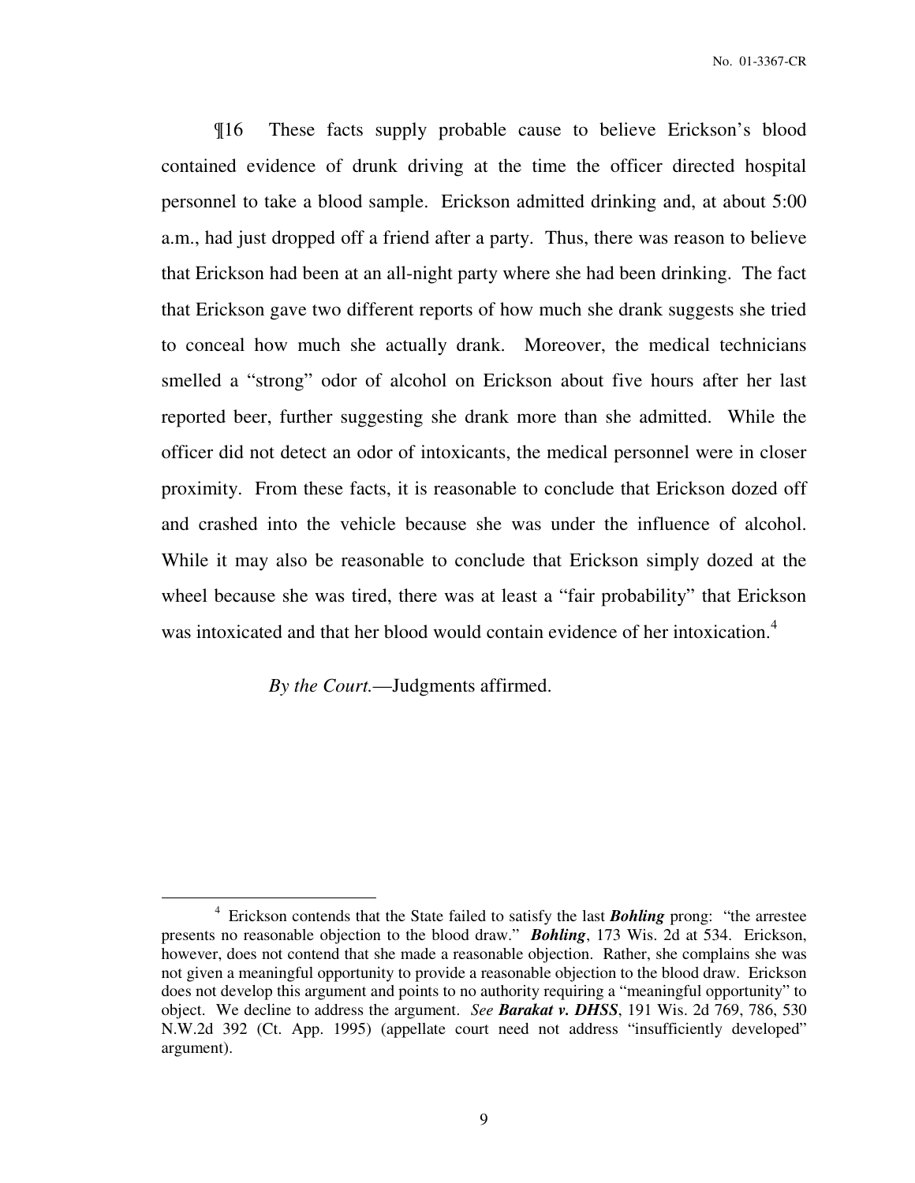¶16 These facts supply probable cause to believe Erickson's blood contained evidence of drunk driving at the time the officer directed hospital personnel to take a blood sample. Erickson admitted drinking and, at about 5:00 a.m., had just dropped off a friend after a party. Thus, there was reason to believe that Erickson had been at an all-night party where she had been drinking. The fact that Erickson gave two different reports of how much she drank suggests she tried to conceal how much she actually drank. Moreover, the medical technicians smelled a "strong" odor of alcohol on Erickson about five hours after her last reported beer, further suggesting she drank more than she admitted. While the officer did not detect an odor of intoxicants, the medical personnel were in closer proximity. From these facts, it is reasonable to conclude that Erickson dozed off and crashed into the vehicle because she was under the influence of alcohol. While it may also be reasonable to conclude that Erickson simply dozed at the wheel because she was tired, there was at least a "fair probability" that Erickson was intoxicated and that her blood would contain evidence of her intoxication.[4]

*By the Court.*—Judgments affirmed.

[4] Erickson contends that the State failed to satisfy the last ***Bohling*** prong: "the arrestee presents no reasonable objection to the blood draw." ***Bohling***, 173 Wis. 2d at 534. Erickson, however, does not contend that she made a reasonable objection. Rather, she complains she was not given a meaningful opportunity to provide a reasonable objection to the blood draw. Erickson does not develop this argument and points to no authority requiring a "meaningful opportunity" to object. We decline to address the argument. *See* ***Barakat v. DHSS***, 191 Wis. 2d 769, 786, 530 N.W.2d 392 (Ct. App. 1995) (appellate court need not address "insufficiently developed" argument).